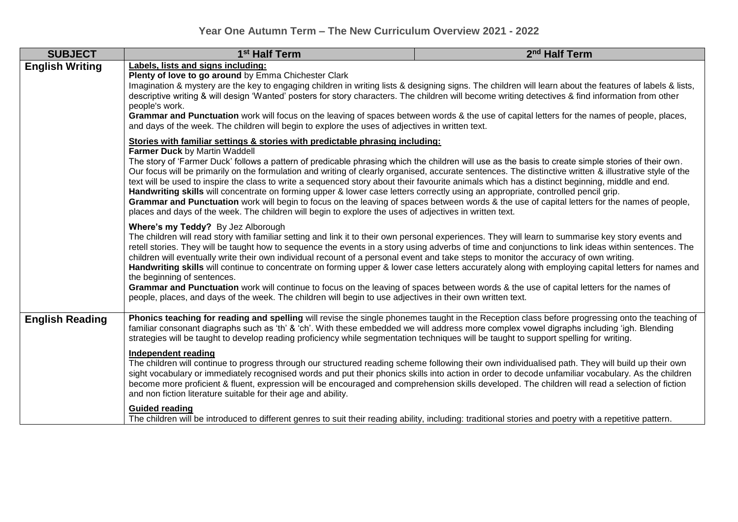# Year One Autumn Term – The New Curriculum Overview 2021 - 2022

| SUBJECT | 1st Half Term | 2nd Half Term |
|---|---|---|
| **English Writing** | **Labels, lists and signs including:**<br>**Plenty of love to go around** by Emma Chichester Clark<br>Imagination & mystery are the key to engaging children in writing lists & designing signs. The children will learn about the features of labels & lists, descriptive writing & will design 'Wanted' posters for story characters. The children will become writing detectives & find information from other people's work.<br>**Grammar and Punctuation** work will focus on the leaving of spaces between words & the use of capital letters for the names of people, places, and days of the week. The children will begin to explore the uses of adjectives in written text.<br><br>**Stories with familiar settings & stories with predictable phrasing including:**<br>**Farmer Duck** by Martin Waddell<br>The story of 'Farmer Duck' follows a pattern of predicable phrasing which the children will use as the basis to create simple stories of their own. Our focus will be primarily on the formulation and writing of clearly organised, accurate sentences. The distinctive written & illustrative style of the text will be used to inspire the class to write a sequenced story about their favourite animals which has a distinct beginning, middle and end.<br>**Handwriting skills** will concentrate on forming upper & lower case letters correctly using an appropriate, controlled pencil grip.<br>**Grammar and Punctuation** work will begin to focus on the leaving of spaces between words & the use of capital letters for the names of people, places and days of the week. The children will begin to explore the uses of adjectives in written text.<br><br>**Where's my Teddy?** By Jez Alborough<br>The children will read story with familiar setting and link it to their own personal experiences. They will learn to summarise key story events and retell stories. They will be taught how to sequence the events in a story using adverbs of time and conjunctions to link ideas within sentences. The children will eventually write their own individual recount of a personal event and take steps to monitor the accuracy of own writing.<br>**Handwriting skills** will continue to concentrate on forming upper & lower case letters accurately along with employing capital letters for names and the beginning of sentences.<br>**Grammar and Punctuation** work will continue to focus on the leaving of spaces between words & the use of capital letters for the names of people, places, and days of the week. The children will begin to use adjectives in their own written text. | |
| **English Reading** | **Phonics teaching for reading and spelling** will revise the single phonemes taught in the Reception class before progressing onto the teaching of familiar consonant diagraphs such as 'th' & 'ch'. With these embedded we will address more complex vowel digraphs including 'igh. Blending strategies will be taught to develop reading proficiency while segmentation techniques will be taught to support spelling for writing.<br><br>**Independent reading**<br>The children will continue to progress through our structured reading scheme following their own individualised path. They will build up their own sight vocabulary or immediately recognised words and put their phonics skills into action in order to decode unfamiliar vocabulary. As the children become more proficient & fluent, expression will be encouraged and comprehension skills developed. The children will read a selection of fiction and non fiction literature suitable for their age and ability.<br><br>**Guided reading**<br>The children will be introduced to different genres to suit their reading ability, including: traditional stories and poetry with a repetitive pattern. | |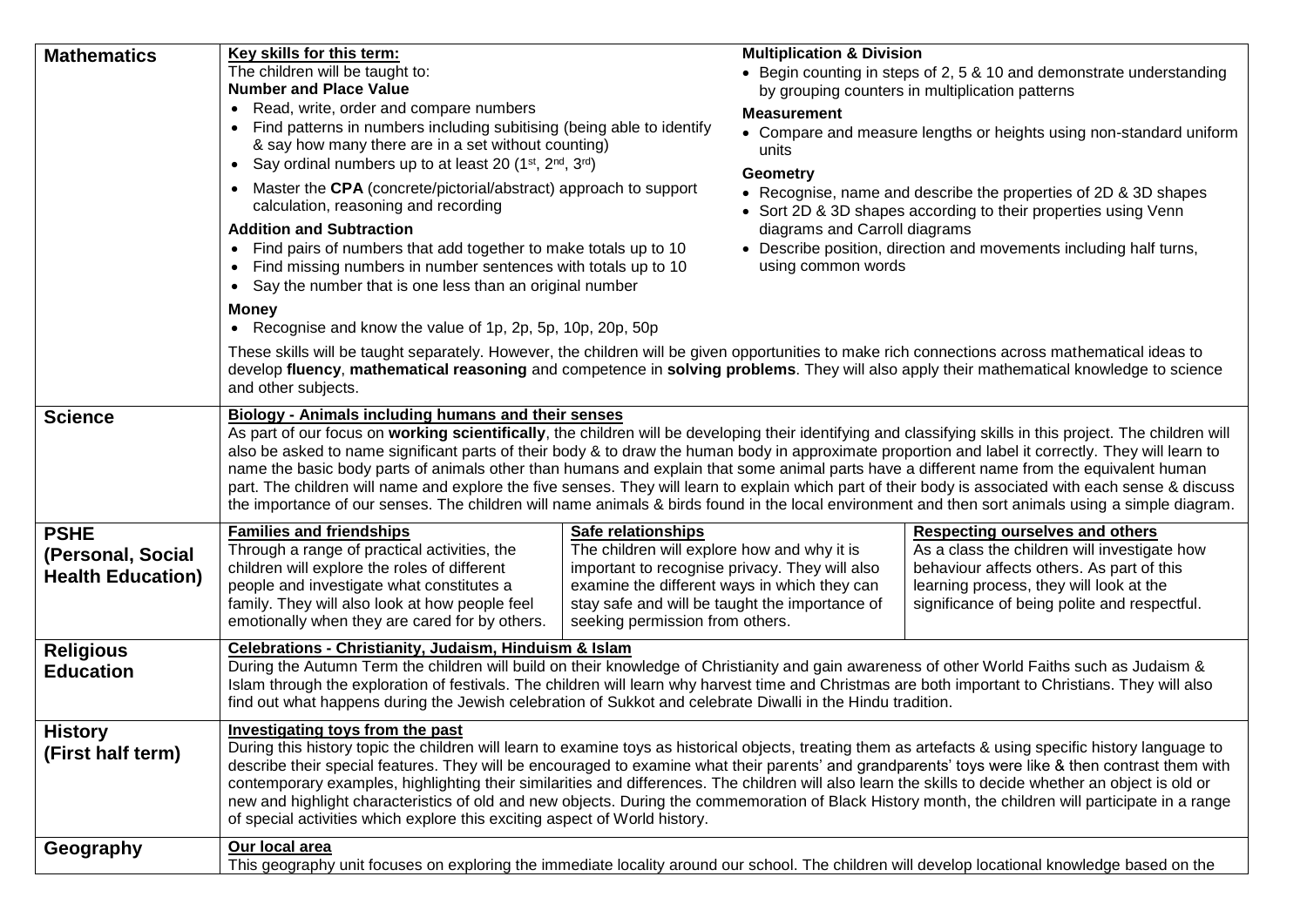| Subject | Content |
|---|---|
| **Mathematics** | **Key skills for this term:**<br>The children will be taught to:<br>**Number and Place Value**<br>• Read, write, order and compare numbers<br>• Find patterns in numbers including subitising (being able to identify & say how many there are in a set without counting)<br>• Say ordinal numbers up to at least 20 (1st, 2nd, 3rd)<br>• Master the **CPA** (concrete/pictorial/abstract) approach to support calculation, reasoning and recording<br>**Addition and Subtraction**<br>• Find pairs of numbers that add together to make totals up to 10<br>• Find missing numbers in number sentences with totals up to 10<br>• Say the number that is one less than an original number<br>**Money**<br>• Recognise and know the value of 1p, 2p, 5p, 10p, 20p, 50p<br>**Multiplication & Division**<br>• Begin counting in steps of 2, 5 & 10 and demonstrate understanding by grouping counters in multiplication patterns<br>**Measurement**<br>• Compare and measure lengths or heights using non-standard uniform units<br>**Geometry**<br>• Recognise, name and describe the properties of 2D & 3D shapes<br>• Sort 2D & 3D shapes according to their properties using Venn diagrams and Carroll diagrams<br>• Describe position, direction and movements including half turns, using common words<br>These skills will be taught separately. However, the children will be given opportunities to make rich connections across mathematical ideas to develop **fluency**, **mathematical reasoning** and competence in **solving problems**. They will also apply their mathematical knowledge to science and other subjects. |
| **Science** | **Biology - Animals including humans and their senses**<br>As part of our focus on **working scientifically**, the children will be developing their identifying and classifying skills in this project. The children will also be asked to name significant parts of their body & to draw the human body in approximate proportion and label it correctly. They will learn to name the basic body parts of animals other than humans and explain that some animal parts have a different name from the equivalent human part. The children will name and explore the five senses. They will learn to explain which part of their body is associated with each sense & discuss the importance of our senses. The children will name animals & birds found in the local environment and then sort animals using a simple diagram. |
| **PSHE (Personal, Social Health Education)** | **Families and friendships**<br>Through a range of practical activities, the children will explore the roles of different people and investigate what constitutes a family. They will also look at how people feel emotionally when they are cared for by others.<br>**Safe relationships**<br>The children will explore how and why it is important to recognise privacy. They will also examine the different ways in which they can stay safe and will be taught the importance of seeking permission from others.<br>**Respecting ourselves and others**<br>As a class the children will investigate how behaviour affects others. As part of this learning process, they will look at the significance of being polite and respectful. |
| **Religious Education** | **Celebrations - Christianity, Judaism, Hinduism & Islam**<br>During the Autumn Term the children will build on their knowledge of Christianity and gain awareness of other World Faiths such as Judaism & Islam through the exploration of festivals. The children will learn why harvest time and Christmas are both important to Christians. They will also find out what happens during the Jewish celebration of Sukkot and celebrate Diwali in the Hindu tradition. |
| **History (First half term)** | **Investigating toys from the past**<br>During this history topic the children will learn to examine toys as historical objects, treating them as artefacts & using specific history language to describe their special features. They will be encouraged to examine what their parents' and grandparents' toys were like & then contrast them with contemporary examples, highlighting their similarities and differences. The children will also learn the skills to decide whether an object is old or new and highlight characteristics of old and new objects. During the commemoration of Black History month, the children will participate in a range of special activities which explore this exciting aspect of World history. |
| **Geography** | **Our local area**<br>This geography unit focuses on exploring the immediate locality around our school. The children will develop locational knowledge based on the |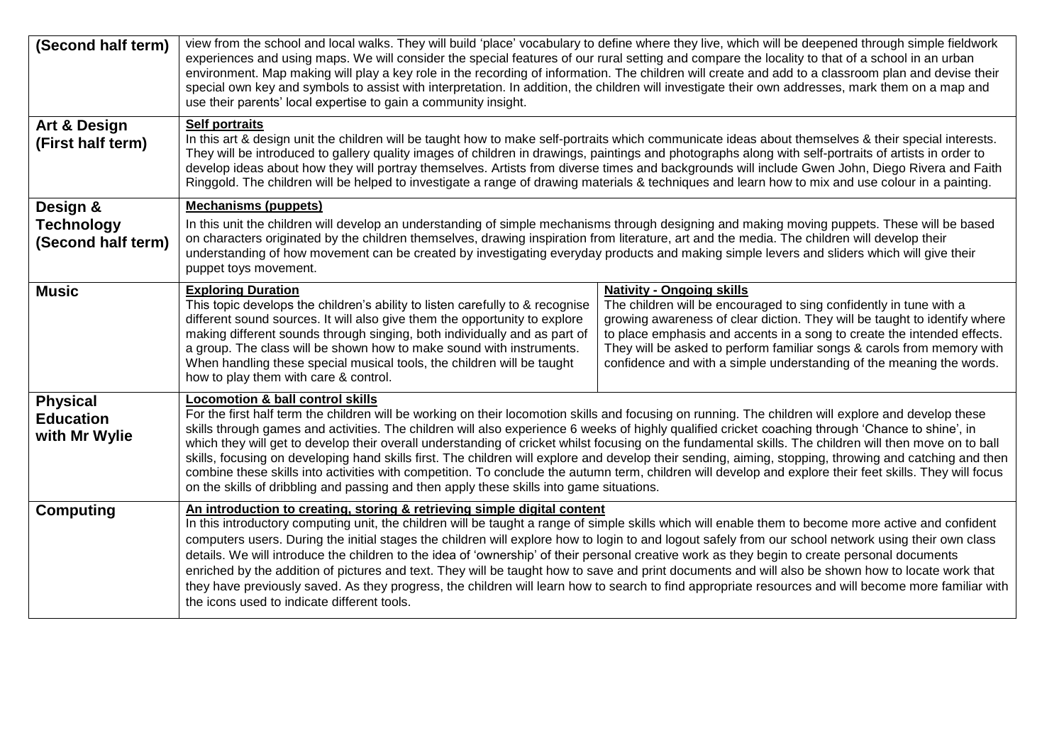| | | |
|---|---|---|
| **(Second half term)** | view from the school and local walks. They will build 'place' vocabulary to define where they live, which will be deepened through simple fieldwork experiences and using maps. We will consider the special features of our rural setting and compare the locality to that of a school in an urban environment. Map making will play a key role in the recording of information. The children will create and add to a classroom plan and devise their special own key and symbols to assist with interpretation. In addition, the children will investigate their own addresses, mark them on a map and use their parents' local expertise to gain a community insight. | |
| **Art & Design (First half term)** | **Self portraits**<br>In this art & design unit the children will be taught how to make self-portraits which communicate ideas about themselves & their special interests. They will be introduced to gallery quality images of children in drawings, paintings and photographs along with self-portraits of artists in order to develop ideas about how they will portray themselves. Artists from diverse times and backgrounds will include Gwen John, Diego Rivera and Faith Ringgold. The children will be helped to investigate a range of drawing materials & techniques and learn how to mix and use colour in a painting. | |
| **Design & Technology (Second half term)** | **Mechanisms (puppets)**<br>In this unit the children will develop an understanding of simple mechanisms through designing and making moving puppets. These will be based on characters originated by the children themselves, drawing inspiration from literature, art and the media. The children will develop their understanding of how movement can be created by investigating everyday products and making simple levers and sliders which will give their puppet toys movement. | |
| **Music** | **Exploring Duration**<br>This topic develops the children's ability to listen carefully to & recognise different sound sources. It will also give them the opportunity to explore making different sounds through singing, both individually and as part of a group. The class will be shown how to make sound with instruments. When handling these special musical tools, the children will be taught how to play them with care & control. | **Nativity - Ongoing skills**<br>The children will be encouraged to sing confidently in tune with a growing awareness of clear diction. They will be taught to identify where to place emphasis and accents in a song to create the intended effects. They will be asked to perform familiar songs & carols from memory with confidence and with a simple understanding of the meaning the words. |
| **Physical Education with Mr Wylie** | **Locomotion & ball control skills**<br>For the first half term the children will be working on their locomotion skills and focusing on running. The children will explore and develop these skills through games and activities. The children will also experience 6 weeks of highly qualified cricket coaching through 'Chance to shine', in which they will get to develop their overall understanding of cricket whilst focusing on the fundamental skills. The children will then move on to ball skills, focusing on developing hand skills first. The children will explore and develop their sending, aiming, stopping, throwing and catching and then combine these skills into activities with competition. To conclude the autumn term, children will develop and explore their feet skills. They will focus on the skills of dribbling and passing and then apply these skills into game situations. | |
| **Computing** | **An introduction to creating, storing & retrieving simple digital content**<br>In this introductory computing unit, the children will be taught a range of simple skills which will enable them to become more active and confident computers users. During the initial stages the children will explore how to login to and logout safely from our school network using their own class details. We will introduce the children to the idea of 'ownership' of their personal creative work as they begin to create personal documents enriched by the addition of pictures and text. They will be taught how to save and print documents and will also be shown how to locate work that they have previously saved. As they progress, the children will learn how to search to find appropriate resources and will become more familiar with the icons used to indicate different tools. | |